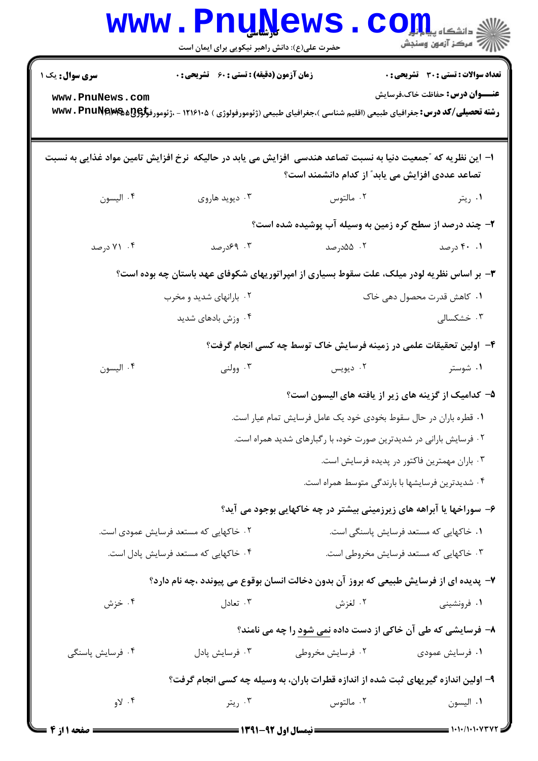کارشناسی

حضرت علی(ع): دانش راهبر نیکویی برای ایمان است

**سری سوال:** یک ۱

**زمان آزمون (دقیقه) : تستی : ۶۰ تشریحی : ۰**

**تعداد سوالات : تستی : ۳۰ تشریحی : ۰**

**عنـــوان درس:** حفاظت خاک،فرسایش

**رشته تحصیلی/کد درس:** جغرافیای طبیعی (اقلیم شناسی )،جغرافیای طبیعی (ژئومورفولوژی ) ۱۲۱۶۱۰۵ - ،ژئومورفولوژی ۱۲۱۶۴۵۵

۱- این نظریه که "جمعیت دنیا به نسبت تصاعد هندسی افزایش می یابد در حالیکه نرخ افزایش تامین مواد غذایی به نسبت تصاعد عددی افزایش می یابد" از کدام دانشمند است؟

۱. ریتر ۲. مالتوس ۳. دیوید هاروی ۴. الیسون

۲- چند درصد از سطح کره زمین به وسیله آب پوشیده شده است؟

۱. ۴۰ درصد ۲. ۵۵درصد ۳. ۶۹درصد ۴. ۷۱ درصد

۳- بر اساس نظریه لودر میلک، علت سقوط بسیاری از امپراتوریهای شکوفای عهد باستان چه بوده است؟

۱. کاهش قدرت محصول دهی خاک
۲. بارانهای شدید و مخرب
۳. خشکسالی
۴. وزش بادهای شدید

۴- اولین تحقیقات علمی در زمینه فرسایش خاک توسط چه کسی انجام گرفت؟

۱. شوستر ۲. دیویس ۳. وولنی ۴. الیسون

۵- کدامیک از گزینه های زیر از یافته های الیسون است؟

۱. قطره باران در حال سقوط بخودی خود یک عامل فرسایش تمام عیار است.
۲. فرسایش بارانی در شدیدترین صورت خود، با رگبارهای شدید همراه است.
۳. باران مهمترین فاکتور در پدیده فرسایش است.
۴. شدیدترین فرسایشها با بارندگی متوسط همراه است.

۶- سوراخها یا آبراهه های زیرزمینی بیشتر در چه خاکهایی بوجود می آید؟

۱. خاکهایی که مستعد فرسایش پاسنگی است.
۲. خاکهایی که مستعد فرسایش عمودی است.
۳. خاکهایی که مستعد فرسایش مخروطی است.
۴. خاکهایی که مستعد فرسایش پادل است.

۷- پدیده ای از فرسایش طبیعی که بروز آن بدون دخالت انسان بوقوع می پیوندد ،چه نام دارد؟

۱. فرونشینی ۲. لغزش ۳. تعادل ۴. خزش

۸- فرسایشی که طی آن خاکی از دست داده نمی شود را چه می نامند؟

۱. فرسایش عمودی ۲. فرسایش مخروطی ۳. فرسایش پادل ۴. فرسایش پاسنگی

۹- اولین اندازه گیریهای ثبت شده از اندازه قطرات باران، به وسیله چه کسی انجام گرفت؟

۱. الیسون ۲. مالتوس ۳. ریتر ۴. لاو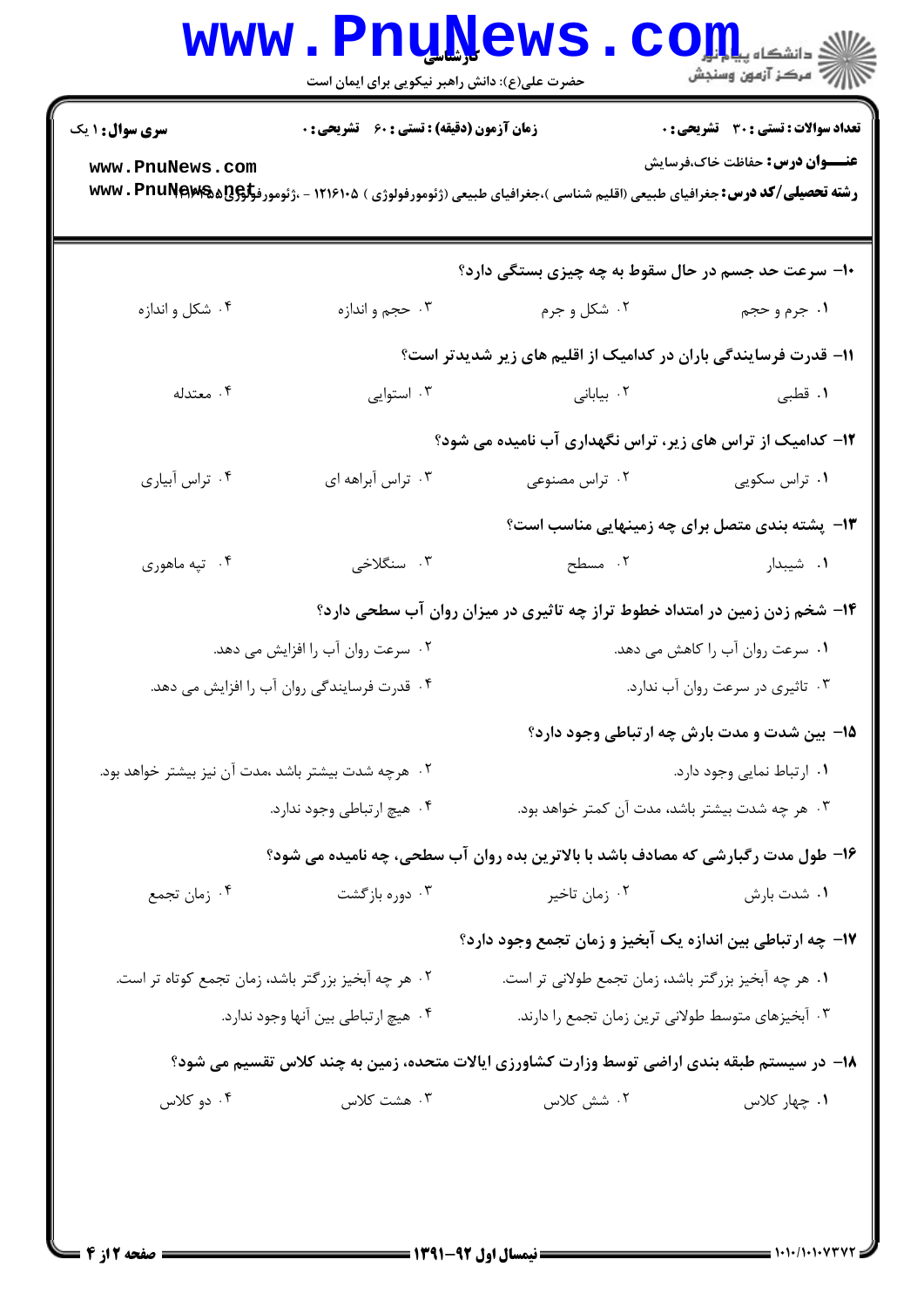۱۰- سرعت حد جسم در حال سقوط به چه چیزی بستگی دارد؟

۱. جرم و حجم
۲. شکل و جرم
۳. حجم و اندازه
۴. شکل و اندازه

۱۱- قدرت فرسایندگی باران در کدامیک از اقلیم های زیر شدیدتر است؟

۱. قطبی
۲. بیابانی
۳. استوایی
۴. معتدله

۱۲- کدامیک از تراس های زیر، تراس نگهداری آب نامیده می شود؟

۱. تراس سکویی
۲. تراس مصنوعی
۳. تراس آبراهه ای
۴. تراس آبیاری

۱۳- پشته بندی متصل برای چه زمینهایی مناسب است؟

۱. شیبدار
۲. مسطح
۳. سنگلاخی
۴. تپه ماهوری

۱۴- شخم زدن زمین در امتداد خطوط تراز چه تاثیری در میزان روان آب سطحی دارد؟

۱. سرعت روان آب را کاهش می دهد.
۲. سرعت روان آب را افزایش می دهد.
۳. تاثیری در سرعت روان آب ندارد.
۴. قدرت فرسایندگی روان آب را افزایش می دهد.

۱۵- بین شدت و مدت بارش چه ارتباطی وجود دارد؟

۱. ارتباط نمایی وجود دارد.
۲. هرچه شدت بیشتر باشد ،مدت آن نیز بیشتر خواهد بود.
۳. هر چه شدت بیشتر باشد، مدت آن کمتر خواهد بود.
۴. هیچ ارتباطی وجود ندارد.

۱۶- طول مدت رگبارشی که مصادف باشد با بالاترین بده روان آب سطحی، چه نامیده می شود؟

۱. شدت بارش
۲. زمان تاخیر
۳. دوره بازگشت
۴. زمان تجمع

۱۷- چه ارتباطی بین اندازه یک آبخیز و زمان تجمع وجود دارد؟

۱. هر چه آبخیز بزرگتر باشد، زمان تجمع طولانی تر است.
۲. هر چه آبخیز بزرگتر باشد، زمان تجمع کوتاه تر است.
۳. آبخیزهای متوسط طولانی ترین زمان تجمع را دارند.
۴. هیچ ارتباطی بین آنها وجود ندارد.

۱۸- در سیستم طبقه بندی اراضی توسط وزارت کشاورزی ایالات متحده، زمین به چند کلاس تقسیم می شود؟

۱. چهار کلاس
۲. شش کلاس
۳. هشت کلاس
۴. دو کلاس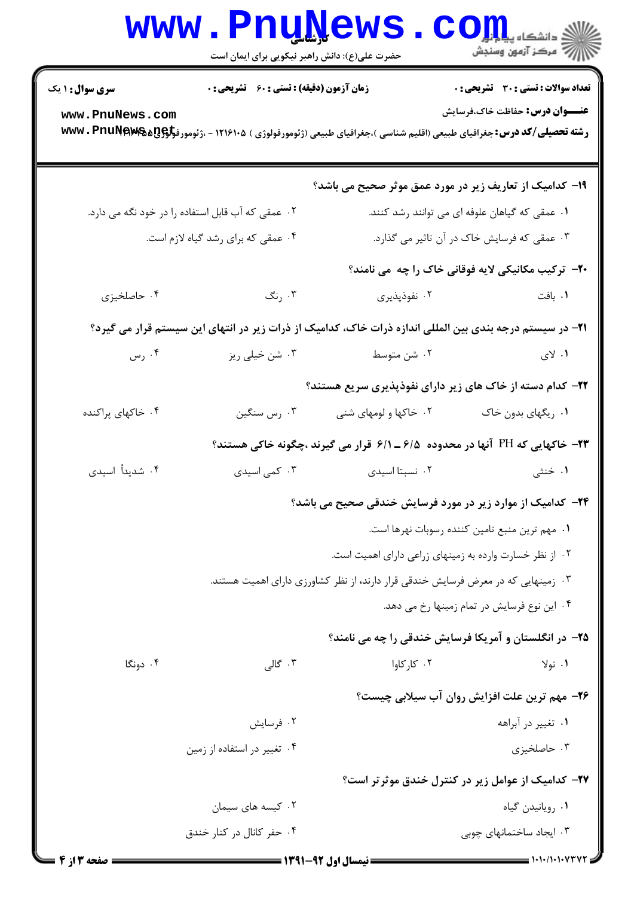۱۹- کدامیک از تعاریف زیر در مورد عمق موثر صحیح می باشد؟

۱. عمقی که گیاهان علوفه ای می توانند رشد کنند.

۲. عمقی که آب قابل استفاده را در خود نگه می دارد.

۳. عمقی که فرسایش خاک در آن تاثیر می گذارد.

۴. عمقی که برای رشد گیاه لازم است.

۲۰- ترکیب مکانیکی لایه فوقانی خاک را چه می نامند؟

۱. بافت

۲. نفوذپذیری

۳. رنگ

۴. حاصلخیزی

۲۱- در سیستم درجه بندی بین المللی اندازه ذرات خاک، کدامیک از ذرات زیر در انتهای این سیستم قرار می گیرد؟

۱. لای

۲. شن متوسط

۳. شن خیلی ریز

۴. رس

۲۲- کدام دسته از خاک های زیر دارای نفوذپذیری سریع هستند؟

۱. ریگهای بدون خاک

۲. خاکها و لومهای شنی

۳. رس سنگین

۴. خاکهای پراکنده

۲۳- خاکهایی که PH آنها در محدوده ۶/۵ ـ ۶/۱ قرار می گیرند ،چگونه خاکی هستند؟

۱. خنثی

۲. نسبتا اسیدی

۳. کمی اسیدی

۴. شدیداً اسیدی

۲۴- کدامیک از موارد زیر در مورد فرسایش خندقی صحیح می باشد؟

۱. مهم ترین منبع تامین کننده رسوبات نهرها است.

۲. از نظر خسارت وارده به زمینهای زراعی دارای اهمیت است.

۳. زمینهایی که در معرض فرسایش خندقی قرار دارند، از نظر کشاورزی دارای اهمیت هستند.

۴. این نوع فرسایش در تمام زمینها رخ می دهد.

۲۵- در انگلستان و آمریکا فرسایش خندقی را چه می نامند؟

۱. نولا

۲. کارکاوا

۳. گالی

۴. دونگا

۲۶- مهم ترین علت افزایش روان آب سیلابی چیست؟

۱. تغییر در آبراهه

۲. فرسایش

۳. حاصلخیزی

۴. تغییر در استفاده از زمین

۲۷- کدامیک از عوامل زیر در کنترل خندق موثرتر است؟

۱. رویانیدن گیاه

۲. کیسه های سیمان

۳. ایجاد ساختمانهای چوبی

۴. حفر کانال در کنار خندق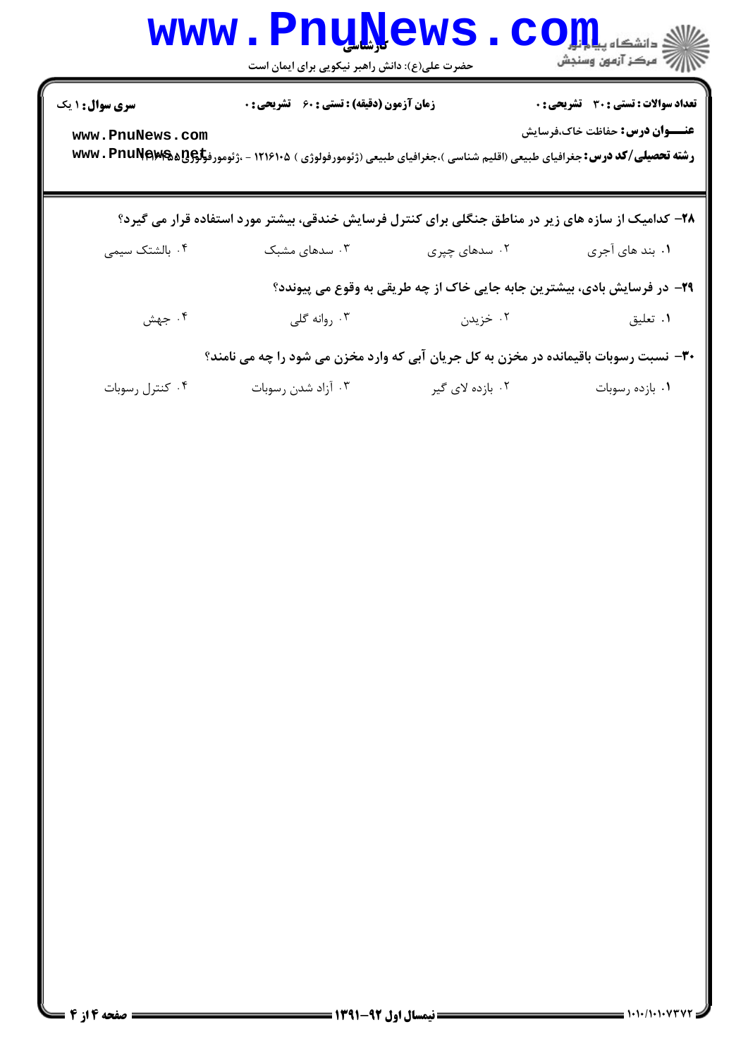۲۸- کدامیک از سازه های زیر در مناطق جنگلی برای کنترل فرسایش خندقی، بیشتر مورد استفاده قرار می گیرد؟

۱. بند های آجری
۲. سدهای چپری
۳. سدهای مشبک
۴. بالشتک سیمی

۲۹- در فرسایش بادی، بیشترین جابه جایی خاک از چه طریقی به وقوع می پیوندد؟

۱. تعلیق
۲. خزیدن
۳. روانه گلی
۴. جهش

۳۰- نسبت رسوبات باقیمانده در مخزن به کل جریان آبی که وارد مخزن می شود را چه می نامند؟

۱. بازده رسوبات
۲. بازده لای گیر
۳. آزاد شدن رسوبات
۴. کنترل رسوبات